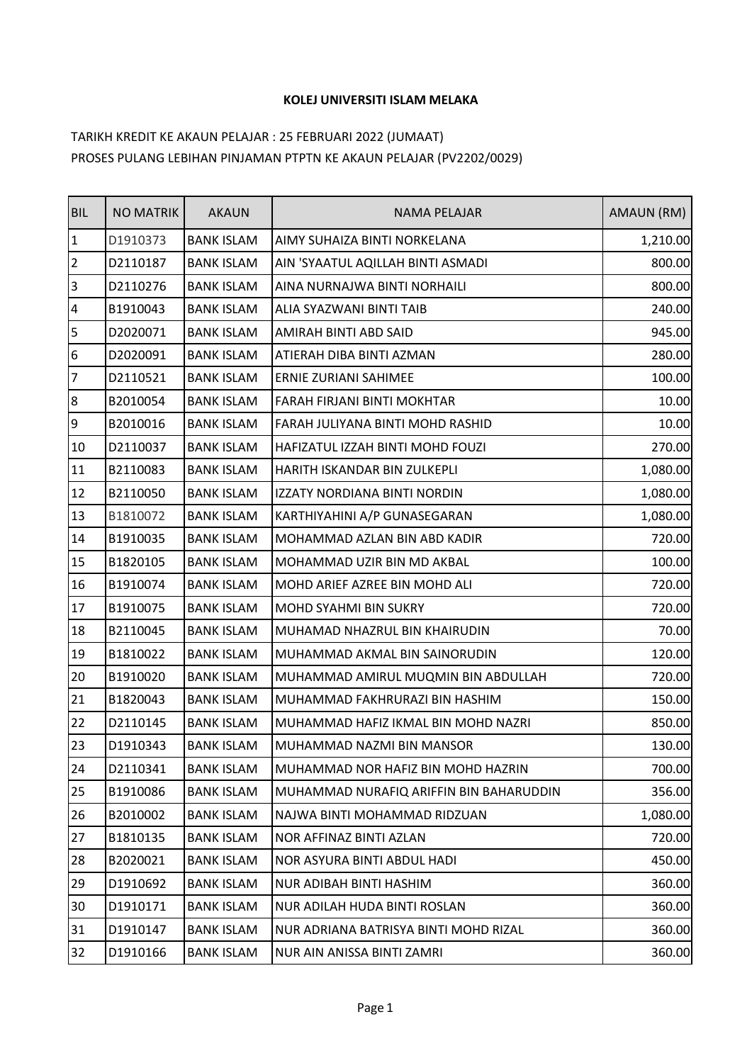**KOLEJ UNIVERSITI ISLAM MELAKA**

TARIKH KREDIT KE AKAUN PELAJAR : 25 FEBRUARI 2022 (JUMAAT)
PROSES PULANG LEBIHAN PINJAMAN PTPTN KE AKAUN PELAJAR (PV2202/0029)

| BIL | NO MATRIK | AKAUN | NAMA PELAJAR | AMAUN (RM) |
|---|---|---|---|---|
| 1 | D1910373 | BANK ISLAM | AIMY SUHAIZA BINTI NORKELANA | 1,210.00 |
| 2 | D2110187 | BANK ISLAM | AIN 'SYAATUL AQILLAH BINTI ASMADI | 800.00 |
| 3 | D2110276 | BANK ISLAM | AINA NURNAJWA BINTI NORHAILI | 800.00 |
| 4 | B1910043 | BANK ISLAM | ALIA SYAZWANI BINTI TAIB | 240.00 |
| 5 | D2020071 | BANK ISLAM | AMIRAH BINTI ABD SAID | 945.00 |
| 6 | D2020091 | BANK ISLAM | ATIERAH DIBA BINTI AZMAN | 280.00 |
| 7 | D2110521 | BANK ISLAM | ERNIE ZURIANI SAHIMEE | 100.00 |
| 8 | B2010054 | BANK ISLAM | FARAH FIRJANI BINTI MOKHTAR | 10.00 |
| 9 | B2010016 | BANK ISLAM | FARAH JULIYANA BINTI MOHD RASHID | 10.00 |
| 10 | D2110037 | BANK ISLAM | HAFIZATUL IZZAH BINTI MOHD FOUZI | 270.00 |
| 11 | B2110083 | BANK ISLAM | HARITH ISKANDAR BIN ZULKEPLI | 1,080.00 |
| 12 | B2110050 | BANK ISLAM | IZZATY NORDIANA BINTI NORDIN | 1,080.00 |
| 13 | B1810072 | BANK ISLAM | KARTHIYAHINI A/P GUNASEGARAN | 1,080.00 |
| 14 | B1910035 | BANK ISLAM | MOHAMMAD AZLAN BIN ABD KADIR | 720.00 |
| 15 | B1820105 | BANK ISLAM | MOHAMMAD UZIR BIN MD AKBAL | 100.00 |
| 16 | B1910074 | BANK ISLAM | MOHD ARIEF AZREE BIN MOHD ALI | 720.00 |
| 17 | B1910075 | BANK ISLAM | MOHD SYAHMI BIN SUKRY | 720.00 |
| 18 | B2110045 | BANK ISLAM | MUHAMAD NHAZRUL BIN KHAIRUDIN | 70.00 |
| 19 | B1810022 | BANK ISLAM | MUHAMMAD AKMAL BIN SAINORUDIN | 120.00 |
| 20 | B1910020 | BANK ISLAM | MUHAMMAD AMIRUL MUQMIN BIN ABDULLAH | 720.00 |
| 21 | B1820043 | BANK ISLAM | MUHAMMAD FAKHRURAZI BIN HASHIM | 150.00 |
| 22 | D2110145 | BANK ISLAM | MUHAMMAD HAFIZ IKMAL BIN MOHD NAZRI | 850.00 |
| 23 | D1910343 | BANK ISLAM | MUHAMMAD NAZMI BIN MANSOR | 130.00 |
| 24 | D2110341 | BANK ISLAM | MUHAMMAD NOR HAFIZ BIN MOHD HAZRIN | 700.00 |
| 25 | B1910086 | BANK ISLAM | MUHAMMAD NURAFIQ ARIFFIN BIN BAHARUDDIN | 356.00 |
| 26 | B2010002 | BANK ISLAM | NAJWA BINTI MOHAMMAD RIDZUAN | 1,080.00 |
| 27 | B1810135 | BANK ISLAM | NOR AFFINAZ BINTI AZLAN | 720.00 |
| 28 | B2020021 | BANK ISLAM | NOR ASYURA BINTI ABDUL HADI | 450.00 |
| 29 | D1910692 | BANK ISLAM | NUR ADIBAH BINTI HASHIM | 360.00 |
| 30 | D1910171 | BANK ISLAM | NUR ADILAH HUDA BINTI ROSLAN | 360.00 |
| 31 | D1910147 | BANK ISLAM | NUR ADRIANA BATRISYA BINTI MOHD RIZAL | 360.00 |
| 32 | D1910166 | BANK ISLAM | NUR AIN ANISSA BINTI ZAMRI | 360.00 |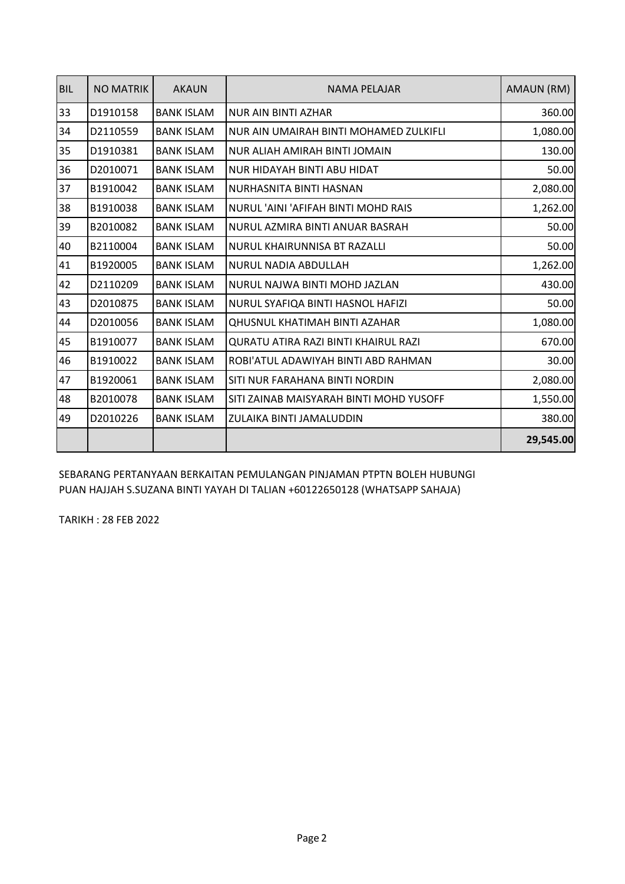| BIL | NO MATRIK | AKAUN | NAMA PELAJAR | AMAUN (RM) |
|---|---|---|---|---|
| 33 | D1910158 | BANK ISLAM | NUR AIN BINTI AZHAR | 360.00 |
| 34 | D2110559 | BANK ISLAM | NUR AIN UMAIRAH BINTI MOHAMED ZULKIFLI | 1,080.00 |
| 35 | D1910381 | BANK ISLAM | NUR ALIAH AMIRAH BINTI JOMAIN | 130.00 |
| 36 | D2010071 | BANK ISLAM | NUR HIDAYAH BINTI ABU HIDAT | 50.00 |
| 37 | B1910042 | BANK ISLAM | NURHASNITA BINTI HASNAN | 2,080.00 |
| 38 | B1910038 | BANK ISLAM | NURUL 'AINI 'AFIFAH BINTI MOHD RAIS | 1,262.00 |
| 39 | B2010082 | BANK ISLAM | NURUL AZMIRA BINTI ANUAR BASRAH | 50.00 |
| 40 | B2110004 | BANK ISLAM | NURUL KHAIRUNNISA BT RAZALLI | 50.00 |
| 41 | B1920005 | BANK ISLAM | NURUL NADIA ABDULLAH | 1,262.00 |
| 42 | D2110209 | BANK ISLAM | NURUL NAJWA BINTI MOHD JAZLAN | 430.00 |
| 43 | D2010875 | BANK ISLAM | NURUL SYAFIQA BINTI HASNOL HAFIZI | 50.00 |
| 44 | D2010056 | BANK ISLAM | QHUSNUL KHATIMAH BINTI AZAHAR | 1,080.00 |
| 45 | B1910077 | BANK ISLAM | QURATU ATIRA RAZI BINTI KHAIRUL RAZI | 670.00 |
| 46 | B1910022 | BANK ISLAM | ROBI'ATUL ADAWIYAH BINTI ABD RAHMAN | 30.00 |
| 47 | B1920061 | BANK ISLAM | SITI NUR FARAHANA BINTI NORDIN | 2,080.00 |
| 48 | B2010078 | BANK ISLAM | SITI ZAINAB MAISYARAH BINTI MOHD YUSOFF | 1,550.00 |
| 49 | D2010226 | BANK ISLAM | ZULAIKA BINTI JAMALUDDIN | 380.00 |
| | | | | **29,545.00** |

SEBARANG PERTANYAAN BERKAITAN PEMULANGAN PINJAMAN PTPTN BOLEH HUBUNGI PUAN HAJJAH S.SUZANA BINTI YAYAH DI TALIAN +60122650128 (WHATSAPP SAHAJA)

TARIKH : 28 FEB 2022